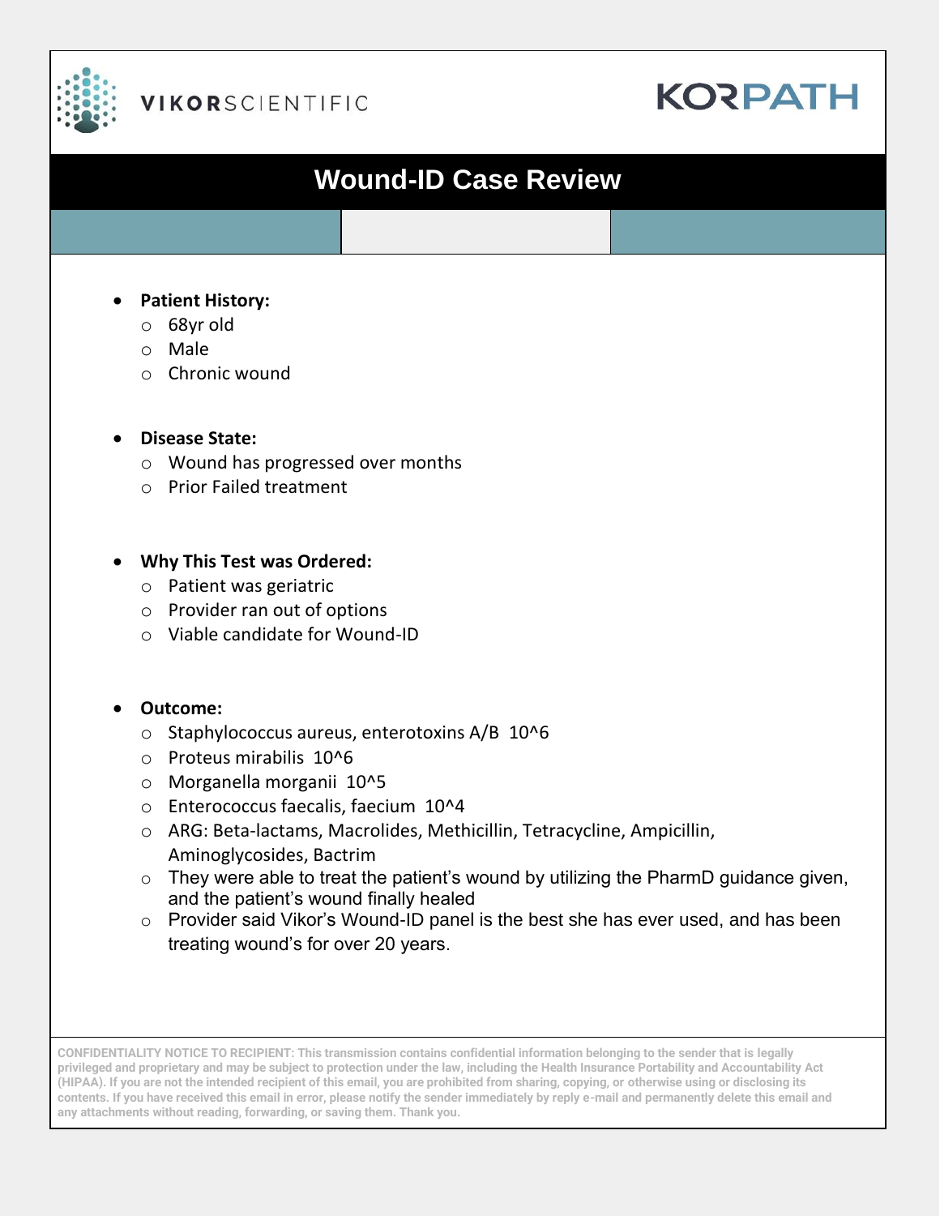VIKORSCIENTIFIC

KORPATH

# Wound-ID Case Review

- **Patient History:**
  - 68yr old
  - Male
  - Chronic wound

- **Disease State:**
  - Wound has progressed over months
  - Prior Failed treatment

- **Why This Test was Ordered:**
  - Patient was geriatric
  - Provider ran out of options
  - Viable candidate for Wound-ID

- **Outcome:**
  - Staphylococcus aureus, enterotoxins A/B $10^6$
  - Proteus mirabilis $10^6$
  - Morganella morganii $10^5$
  - Enterococcus faecalis, faecium $10^4$
  - ARG: Beta-lactams, Macrolides, Methicillin, Tetracycline, Ampicillin, Aminoglycosides, Bactrim
  - They were able to treat the patient's wound by utilizing the PharmD guidance given, and the patient's wound finally healed
  - Provider said Vikor's Wound-ID panel is the best she has ever used, and has been treating wound's for over 20 years.

**CONFIDENTIALITY NOTICE TO RECIPIENT: This transmission contains confidential information belonging to the sender that is legally privileged and proprietary and may be subject to protection under the law, including the Health Insurance Portability and Accountability Act (HIPAA). If you are not the intended recipient of this email, you are prohibited from sharing, copying, or otherwise using or disclosing its contents. If you have received this email in error, please notify the sender immediately by reply e-mail and permanently delete this email and any attachments without reading, forwarding, or saving them. Thank you.**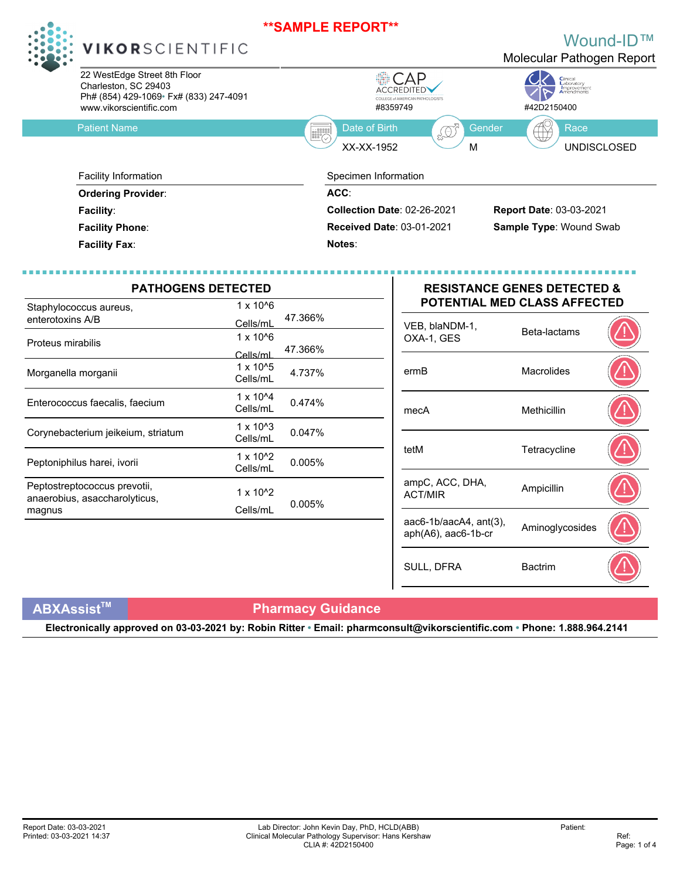**SAMPLE REPORT**

# VIKORSCIENTIFIC

22 WestEdge Street 8th Floor
Charleston, SC 29403
Ph# (854) 429-1069• Fx# (833) 247-4091
www.vikorscientific.com

## Wound-ID™
Molecular Pathogen Report

CAP ACCREDITED — COLLEGE of AMERICAN PATHOLOGISTS #8359749

Clinical Laboratory Improvement Amendments #42D2150400

| Patient Name | Date of Birth | Gender | Race |
|---|---|---|---|
| | XX-XX-1952 | M | UNDISCLOSED |

| Facility Information | Specimen Information | |
|---|---|---|
| **Ordering Provider**: | **ACC**: | |
| **Facility**: | **Collection Date**: 02-26-2021 | **Report Date**: 03-03-2021 |
| **Facility Phone**: | **Received Date**: 03-01-2021 | **Sample Type**: Wound Swab |
| **Facility Fax**: | **Notes**: | |

## PATHOGENS DETECTED

| Pathogen | Concentration | Percentage |
|---|---|---|
| Staphylococcus aureus, enterotoxins A/B | 1 x 10^6 Cells/mL | 47.366% |
| Proteus mirabilis | 1 x 10^6 Cells/mL | 47.366% |
| Morganella morganii | 1 x 10^5 Cells/mL | 4.737% |
| Enterococcus faecalis, faecium | 1 x 10^4 Cells/mL | 0.474% |
| Corynebacterium jeikeium, striatum | 1 x 10^3 Cells/mL | 0.047% |
| Peptoniphilus harei, ivorii | 1 x 10^2 Cells/mL | 0.005% |
| Peptostreptococcus prevotii, anaerobius, asaccharolyticus, magnus | 1 x 10^2 Cells/mL | 0.005% |

## RESISTANCE GENES DETECTED & POTENTIAL MED CLASS AFFECTED

| Resistance Genes | Med Class Affected |
|---|---|
| VEB, blaNDM-1, OXA-1, GES | Beta-lactams |
| ermB | Macrolides |
| mecA | Methicillin |
| tetM | Tetracycline |
| ampC, ACC, DHA, ACT/MIR | Ampicillin |
| aac6-1b/aacA4, ant(3), aph(A6), aac6-1b-cr | Aminoglycosides |
| SULL, DFRA | Bactrim |

## ABXAssist™ Pharmacy Guidance

**Electronically approved on 03-03-2021 by: Robin Ritter • Email: pharmconsult@vikorscientific.com • Phone: 1.888.964.2141**

Report Date: 03-03-2021
Printed: 03-03-2021 14:37

Lab Director: John Kevin Day, PhD, HCLD(ABB)
Clinical Molecular Pathology Supervisor: Hans Kershaw
CLIA #: 42D2150400

Patient:
Ref: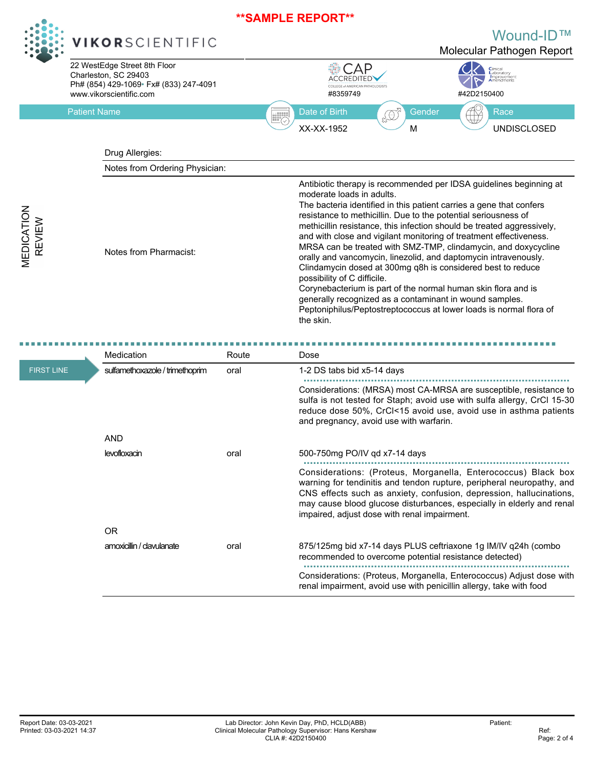**SAMPLE REPORT**

# VIKORSCIENTIFIC

## Wound-ID™
### Molecular Pathogen Report

22 WestEdge Street 8th Floor
Charleston, SC 29403
Ph# (854) 429-1069• Fx# (833) 247-4091
www.vikorscientific.com

CAP ACCREDITED — COLLEGE of AMERICAN PATHOLOGISTS #8359749

Clinical Laboratory Improvement Amendments #42D2150400

| Patient Name | Date of Birth | Gender | Race |
|---|---|---|---|
| | XX-XX-1952 | M | UNDISCLOSED |

## MEDICATION REVIEW

Drug Allergies:

Notes from Ordering Physician:

Notes from Pharmacist:

Antibiotic therapy is recommended per IDSA guidelines beginning at moderate loads in adults.
The bacteria identified in this patient carries a gene that confers resistance to methicillin. Due to the potential seriousness of methicillin resistance, this infection should be treated aggressively, and with close and vigilant monitoring of treatment effectiveness.
MRSA can be treated with SMZ-TMP, clindamycin, and doxycycline orally and vancomycin, linezolid, and daptomycin intravenously.
Clindamycin dosed at 300mg q8h is considered best to reduce possibility of C difficile.
Corynebacterium is part of the normal human skin flora and is generally recognized as a contaminant in wound samples.
Peptoniphilus/Peptostreptococcus at lower loads is normal flora of the skin.

## FIRST LINE

| Medication | Route | Dose |
|---|---|---|
| sulfamethoxazole / trimethoprim | oral | 1-2 DS tabs bid x5-14 days |
| | | Considerations: (MRSA) most CA-MRSA are susceptible, resistance to sulfa is not tested for Staph; avoid use with sulfa allergy, CrCl 15-30 reduce dose 50%, CrCl<15 avoid use, avoid use in asthma patients and pregnancy, avoid use with warfarin. |
| AND | | |
| levofloxacin | oral | 500-750mg PO/IV qd x7-14 days |
| | | Considerations: (Proteus, Morganella, Enterococcus) Black box warning for tendinitis and tendon rupture, peripheral neuropathy, and CNS effects such as anxiety, confusion, depression, hallucinations, may cause blood glucose disturbances, especially in elderly and renal impaired, adjust dose with renal impairment. |
| OR | | |
| amoxicillin / clavulanate | oral | 875/125mg bid x7-14 days PLUS ceftriaxone 1g IM/IV q24h (combo recommended to overcome potential resistance detected) |
| | | Considerations: (Proteus, Morganella, Enterococcus) Adjust dose with renal impairment, avoid use with penicillin allergy, take with food |

Report Date: 03-03-2021
Printed: 03-03-2021 14:37

Lab Director: John Kevin Day, PhD, HCLD(ABB)
Clinical Molecular Pathology Supervisor: Hans Kershaw
CLIA #: 42D2150400

Patient:
Ref: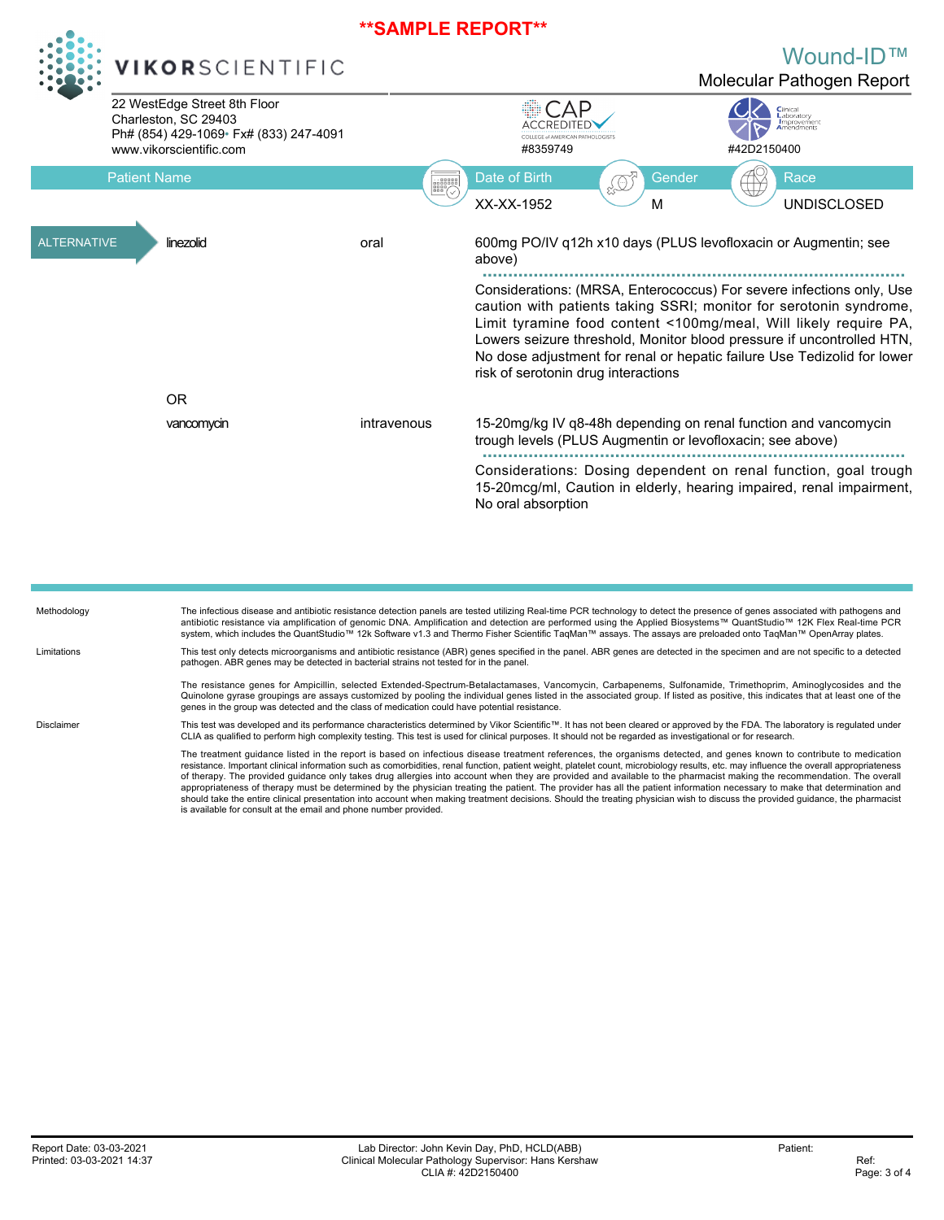**SAMPLE REPORT**

VIKORSCIENTIFIC

# Wound-ID™
## Molecular Pathogen Report

22 WestEdge Street 8th Floor
Charleston, SC 29403
Ph# (854) 429-1069• Fx# (833) 247-4091
www.vikorscientific.com

CAP ACCREDITED — COLLEGE of AMERICAN PATHOLOGISTS #8359749

Clinical Laboratory Improvement Amendments #42D2150400

| Patient Name | Date of Birth | Gender | Race |
|---|---|---|---|
| | XX-XX-1952 | M | UNDISCLOSED |

| | Drug | Route | Dosing / Considerations |
|---|---|---|---|
| ALTERNATIVE | linezolid | oral | 600mg PO/IV q12h x10 days (PLUS levofloxacin or Augmentin; see above)<br><br>Considerations: (MRSA, Enterococcus) For severe infections only, Use caution with patients taking SSRI; monitor for serotonin syndrome, Limit tyramine food content <100mg/meal, Will likely require PA, Lowers seizure threshold, Monitor blood pressure if uncontrolled HTN, No dose adjustment for renal or hepatic failure Use Tedizolid for lower risk of serotonin drug interactions |
| | OR | | |
| | vancomycin | intravenous | 15-20mg/kg IV q8-48h depending on renal function and vancomycin trough levels (PLUS Augmentin or levofloxacin; see above)<br><br>Considerations: Dosing dependent on renal function, goal trough 15-20mcg/ml, Caution in elderly, hearing impaired, renal impairment, No oral absorption |

**Methodology**

The infectious disease and antibiotic resistance detection panels are tested utilizing Real-time PCR technology to detect the presence of genes associated with pathogens and antibiotic resistance via amplification of genomic DNA. Amplification and detection are performed using the Applied Biosystems™ QuantStudio™ 12K Flex Real-time PCR system, which includes the QuantStudio™ 12k Software v1.3 and Thermo Fisher Scientific TaqMan™ assays. The assays are preloaded onto TaqMan™ OpenArray plates.

**Limitations**

This test only detects microorganisms and antibiotic resistance (ABR) genes specified in the panel. ABR genes are detected in the specimen and are not specific to a detected pathogen. ABR genes may be detected in bacterial strains not tested for in the panel.

The resistance genes for Ampicillin, selected Extended-Spectrum-Betalactamases, Vancomycin, Carbapenems, Sulfonamide, Trimethoprim, Aminoglycosides and the Quinolone gyrase groupings are assays customized by pooling the individual genes listed in the associated group. If listed as positive, this indicates that at least one of the genes in the group was detected and the class of medication could have potential resistance.

**Disclaimer**

This test was developed and its performance characteristics determined by Vikor Scientific™. It has not been cleared or approved by the FDA. The laboratory is regulated under CLIA as qualified to perform high complexity testing. This test is used for clinical purposes. It should not be regarded as investigational or for research.

The treatment guidance listed in the report is based on infectious disease treatment references, the organisms detected, and genes known to contribute to medication resistance. Important clinical information such as comorbidities, renal function, patient weight, platelet count, microbiology results, etc. may influence the overall appropriateness of therapy. The provided guidance only takes drug allergies into account when they are provided and available to the pharmacist making the recommendation. The overall appropriateness of therapy must be determined by the physician treating the patient. The provider has all the patient information necessary to make that determination and should take the entire clinical presentation into account when making treatment decisions. Should the treating physician wish to discuss the provided guidance, the pharmacist is available for consult at the email and phone number provided.

Report Date: 03-03-2021
Printed: 03-03-2021 14:37

Lab Director: John Kevin Day, PhD, HCLD(ABB)
Clinical Molecular Pathology Supervisor: Hans Kershaw
CLIA #: 42D2150400

Patient:
Ref: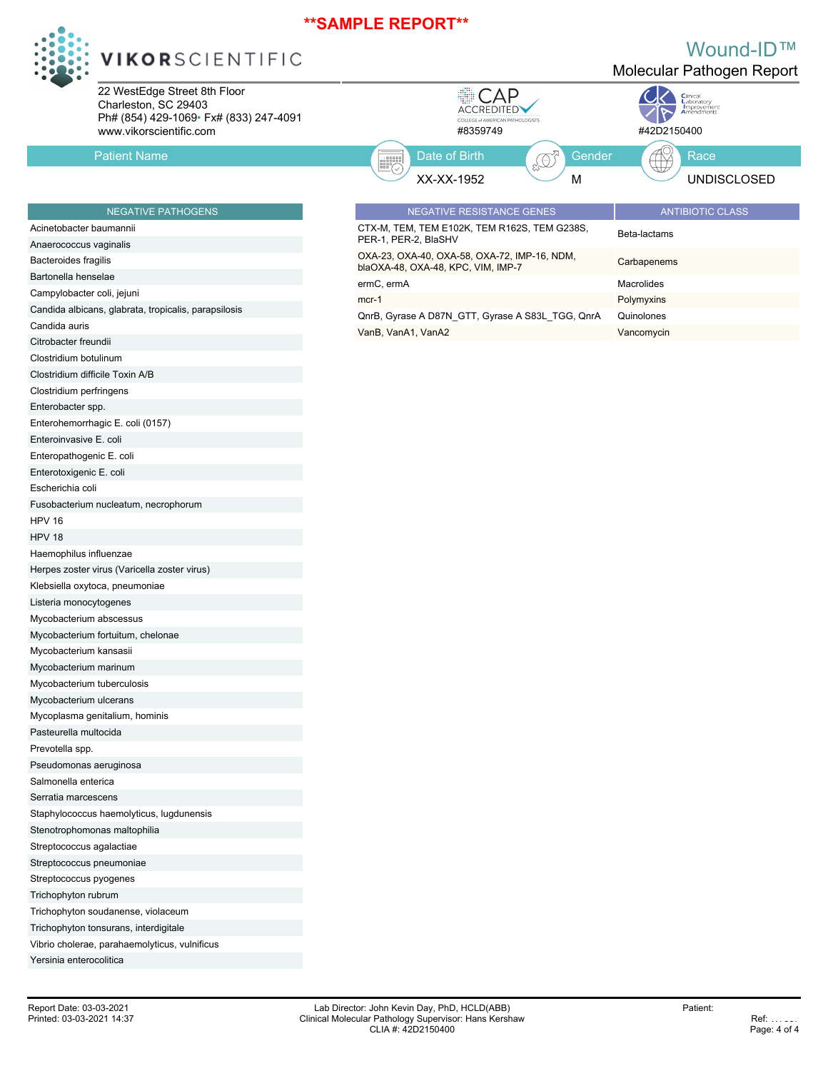**SAMPLE REPORT**

VIKORSCIENTIFIC

# Wound-ID™
## Molecular Pathogen Report

22 WestEdge Street 8th Floor
Charleston, SC 29403
Ph# (854) 429-1069• Fx# (833) 247-4091
www.vikorscientific.com

CAP ACCREDITED
COLLEGE of AMERICAN PATHOLOGISTS
#8359749

Clinical Laboratory Improvement Amendments
#42D2150400

| Patient Name | Date of Birth | Gender | Race |
|---|---|---|---|
| | XX-XX-1952 | M | UNDISCLOSED |

| NEGATIVE PATHOGENS |
|---|
| Acinetobacter baumannii |
| Anaerococcus vaginalis |
| Bacteroides fragilis |
| Bartonella henselae |
| Campylobacter coli, jejuni |
| Candida albicans, glabrata, tropicalis, parapsilosis |
| Candida auris |
| Citrobacter freundii |
| Clostridium botulinum |
| Clostridium difficile Toxin A/B |
| Clostridium perfringens |
| Enterobacter spp. |
| Enterohemorrhagic E. coli (0157) |
| Enteroinvasive E. coli |
| Enteropathogenic E. coli |
| Enterotoxigenic E. coli |
| Escherichia coli |
| Fusobacterium nucleatum, necrophorum |
| HPV 16 |
| HPV 18 |
| Haemophilus influenzae |
| Herpes zoster virus (Varicella zoster virus) |
| Klebsiella oxytoca, pneumoniae |
| Listeria monocytogenes |
| Mycobacterium abscessus |
| Mycobacterium fortuitum, chelonae |
| Mycobacterium kansasii |
| Mycobacterium marinum |
| Mycobacterium tuberculosis |
| Mycobacterium ulcerans |
| Mycoplasma genitalium, hominis |
| Pasteurella multocida |
| Prevotella spp. |
| Pseudomonas aeruginosa |
| Salmonella enterica |
| Serratia marcescens |
| Staphylococcus haemolyticus, lugdunensis |
| Stenotrophomonas maltophilia |
| Streptococcus agalactiae |
| Streptococcus pneumoniae |
| Streptococcus pyogenes |
| Trichophyton rubrum |
| Trichophyton soudanense, violaceum |
| Trichophyton tonsurans, interdigitale |
| Vibrio cholerae, parahaemolyticus, vulnificus |
| Yersinia enterocolitica |

| NEGATIVE RESISTANCE GENES | ANTIBIOTIC CLASS |
|---|---|
| CTX-M, TEM, TEM E102K, TEM R162S, TEM G238S, PER-1, PER-2, BlaSHV | Beta-lactams |
| OXA-23, OXA-40, OXA-58, OXA-72, IMP-16, NDM, blaOXA-48, OXA-48, KPC, VIM, IMP-7 | Carbapenems |
| ermC, ermA | Macrolides |
| mcr-1 | Polymyxins |
| QnrB, Gyrase A D87N_GTT, Gyrase A S83L_TGG, QnrA | Quinolones |
| VanB, VanA1, VanA2 | Vancomycin |

Report Date: 03-03-2021
Printed: 03-03-2021 14:37

Lab Director: John Kevin Day, PhD, HCLD(ABB)
Clinical Molecular Pathology Supervisor: Hans Kershaw
CLIA #: 42D2150400

Patient:
Ref: